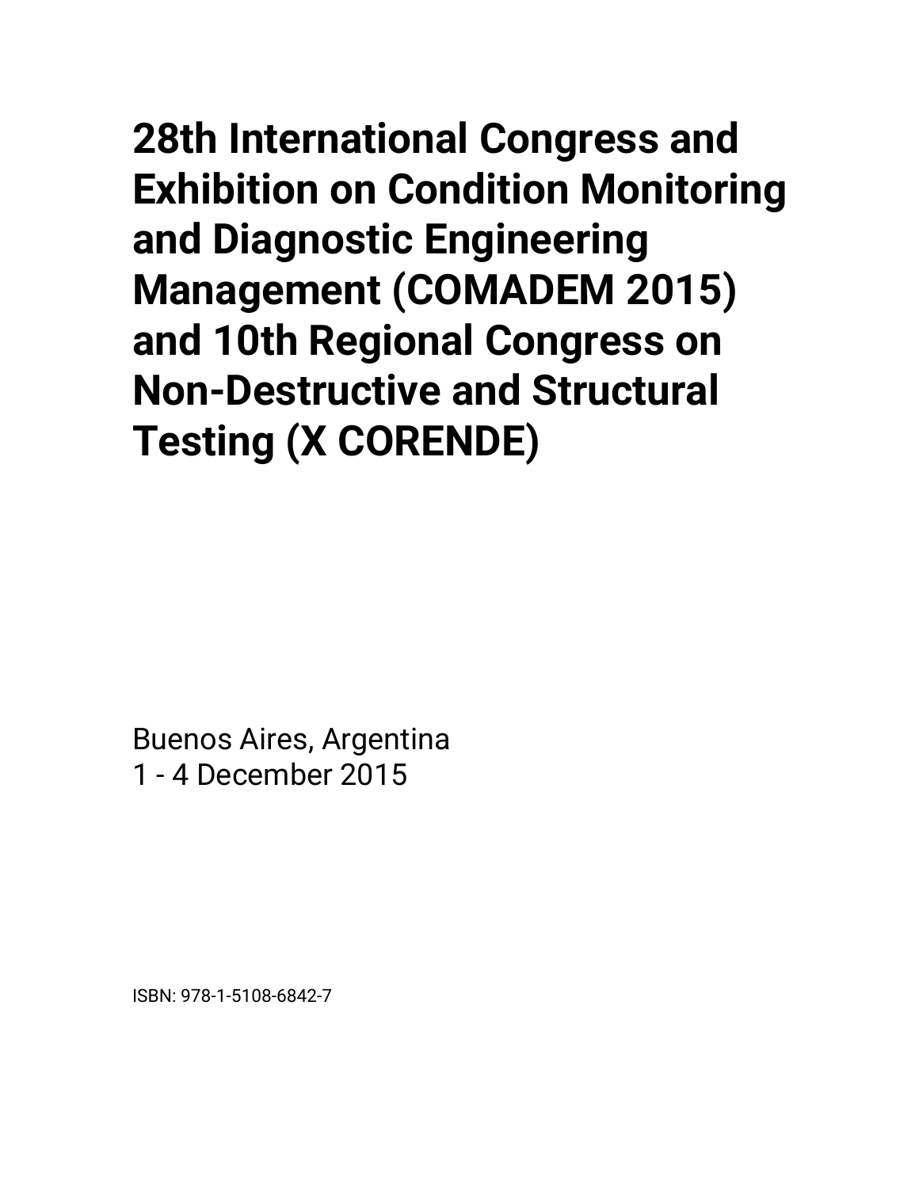# 28th International Congress and Exhibition on Condition Monitoring and Diagnostic Engineering Management (COMADEM 2015) and 10th Regional Congress on Non-Destructive and Structural Testing (X CORENDE)

Buenos Aires, Argentina
1 - 4 December 2015

ISBN: 978-1-5108-6842-7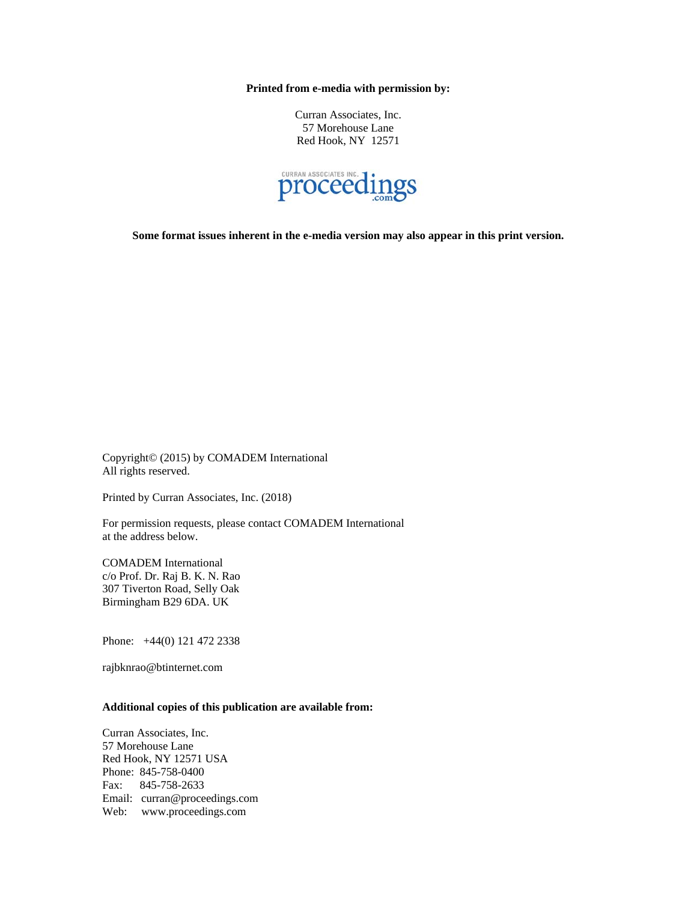**Printed from e-media with permission by:**

Curran Associates, Inc.
57 Morehouse Lane
Red Hook, NY 12571

CURRAN ASSOCIATES INC. proceedings.com

**Some format issues inherent in the e-media version may also appear in this print version.**

Copyright© (2015) by COMADEM International
All rights reserved.

Printed by Curran Associates, Inc. (2018)

For permission requests, please contact COMADEM International
at the address below.

COMADEM International
c/o Prof. Dr. Raj B. K. N. Rao
307 Tiverton Road, Selly Oak
Birmingham B29 6DA. UK

Phone: +44(0) 121 472 2338

rajbknrao@btinternet.com

**Additional copies of this publication are available from:**

Curran Associates, Inc.
57 Morehouse Lane
Red Hook, NY 12571 USA
Phone: 845-758-0400
Fax: 845-758-2633
Email: curran@proceedings.com
Web: www.proceedings.com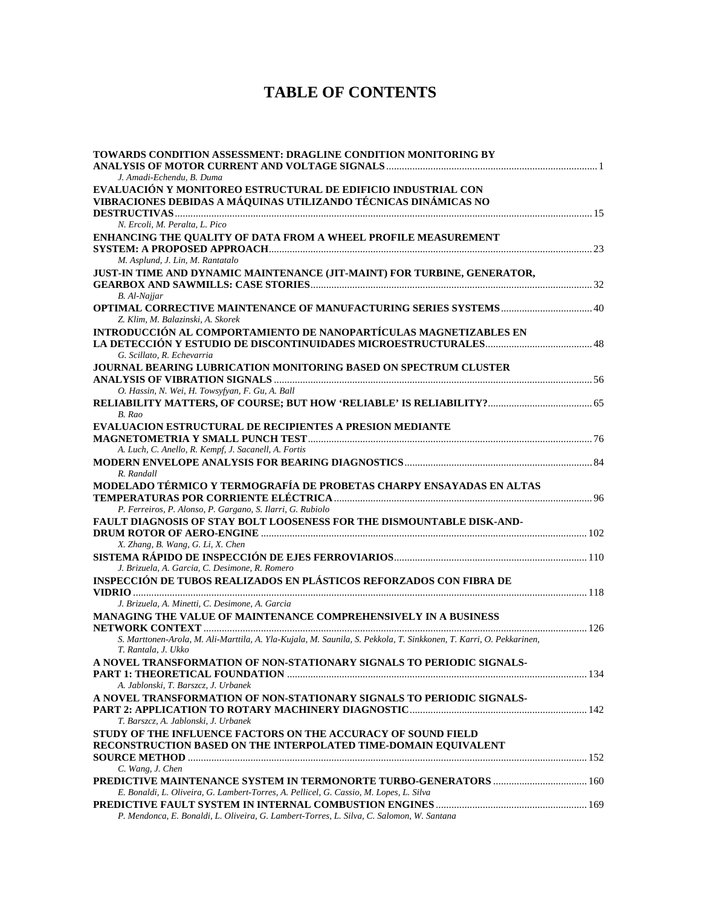# TABLE OF CONTENTS

**TOWARDS CONDITION ASSESSMENT: DRAGLINE CONDITION MONITORING BY ANALYSIS OF MOTOR CURRENT AND VOLTAGE SIGNALS** ..... 1
*J. Amadi-Echendu, B. Duma*

**EVALUACIÓN Y MONITOREO ESTRUCTURAL DE EDIFICIO INDUSTRIAL CON VIBRACIONES DEBIDAS A MÁQUINAS UTILIZANDO TÉCNICAS DINÁMICAS NO DESTRUCTIVAS** ..... 15
*N. Ercoli, M. Peralta, L. Pico*

**ENHANCING THE QUALITY OF DATA FROM A WHEEL PROFILE MEASUREMENT SYSTEM: A PROPOSED APPROACH** ..... 23
*M. Asplund, J. Lin, M. Rantatalo*

**JUST-IN TIME AND DYNAMIC MAINTENANCE (JIT-MAINT) FOR TURBINE, GENERATOR, GEARBOX AND SAWMILLS: CASE STORIES** ..... 32
*B. Al-Najjar*

**OPTIMAL CORRECTIVE MAINTENANCE OF MANUFACTURING SERIES SYSTEMS** ..... 40
*Z. Klim, M. Balazinski, A. Skorek*

**INTRODUCCIÓN AL COMPORTAMIENTO DE NANOPARTÍCULAS MAGNETIZABLES EN LA DETECCIÓN Y ESTUDIO DE DISCONTINUIDADES MICROESTRUCTURALES** ..... 48
*G. Scillato, R. Echevarria*

**JOURNAL BEARING LUBRICATION MONITORING BASED ON SPECTRUM CLUSTER ANALYSIS OF VIBRATION SIGNALS** ..... 56
*O. Hassin, N. Wei, H. Towsyfyan, F. Gu, A. Ball*

**RELIABILITY MATTERS, OF COURSE; BUT HOW 'RELIABLE' IS RELIABILITY?** ..... 65
*B. Rao*

**EVALUACION ESTRUCTURAL DE RECIPIENTES A PRESION MEDIANTE MAGNETOMETRIA Y SMALL PUNCH TEST** ..... 76
*A. Luch, C. Anello, R. Kempf, J. Sacanell, A. Fortis*

**MODERN ENVELOPE ANALYSIS FOR BEARING DIAGNOSTICS** ..... 84
*R. Randall*

**MODELADO TÉRMICO Y TERMOGRAFÍA DE PROBETAS CHARPY ENSAYADAS EN ALTAS TEMPERATURAS POR CORRIENTE ELÉCTRICA** ..... 96
*P. Ferreiros, P. Alonso, P. Gargano, S. Ilarri, G. Rubiolo*

**FAULT DIAGNOSIS OF STAY BOLT LOOSENESS FOR THE DISMOUNTABLE DISK-AND-DRUM ROTOR OF AERO-ENGINE** ..... 102
*X. Zhang, B. Wang, G. Li, X. Chen*

**SISTEMA RÁPIDO DE INSPECCIÓN DE EJES FERROVIARIOS** ..... 110
*J. Brizuela, A. Garcia, C. Desimone, R. Romero*

**INSPECCIÓN DE TUBOS REALIZADOS EN PLÁSTICOS REFORZADOS CON FIBRA DE VIDRIO** ..... 118
*J. Brizuela, A. Minetti, C. Desimone, A. Garcia*

**MANAGING THE VALUE OF MAINTENANCE COMPREHENSIVELY IN A BUSINESS NETWORK CONTEXT** ..... 126
*S. Marttonen-Arola, M. Ali-Marttila, A. Yla-Kujala, M. Saunila, S. Pekkola, T. Sinkkonen, T. Karri, O. Pekkarinen, T. Rantala, J. Ukko*

**A NOVEL TRANSFORMATION OF NON-STATIONARY SIGNALS TO PERIODIC SIGNALS-PART 1: THEORETICAL FOUNDATION** ..... 134
*A. Jablonski, T. Barszcz, J. Urbanek*

**A NOVEL TRANSFORMATION OF NON-STATIONARY SIGNALS TO PERIODIC SIGNALS-PART 2: APPLICATION TO ROTARY MACHINERY DIAGNOSTIC** ..... 142
*T. Barszcz, A. Jablonski, J. Urbanek*

**STUDY OF THE INFLUENCE FACTORS ON THE ACCURACY OF SOUND FIELD RECONSTRUCTION BASED ON THE INTERPOLATED TIME-DOMAIN EQUIVALENT SOURCE METHOD** ..... 152
*C. Wang, J. Chen*

**PREDICTIVE MAINTENANCE SYSTEM IN TERMONORTE TURBO-GENERATORS** ..... 160
*E. Bonaldi, L. Oliveira, G. Lambert-Torres, A. Pellicel, G. Cassio, M. Lopes, L. Silva*

**PREDICTIVE FAULT SYSTEM IN INTERNAL COMBUSTION ENGINES** ..... 169
*P. Mendonca, E. Bonaldi, L. Oliveira, G. Lambert-Torres, L. Silva, C. Salomon, W. Santana*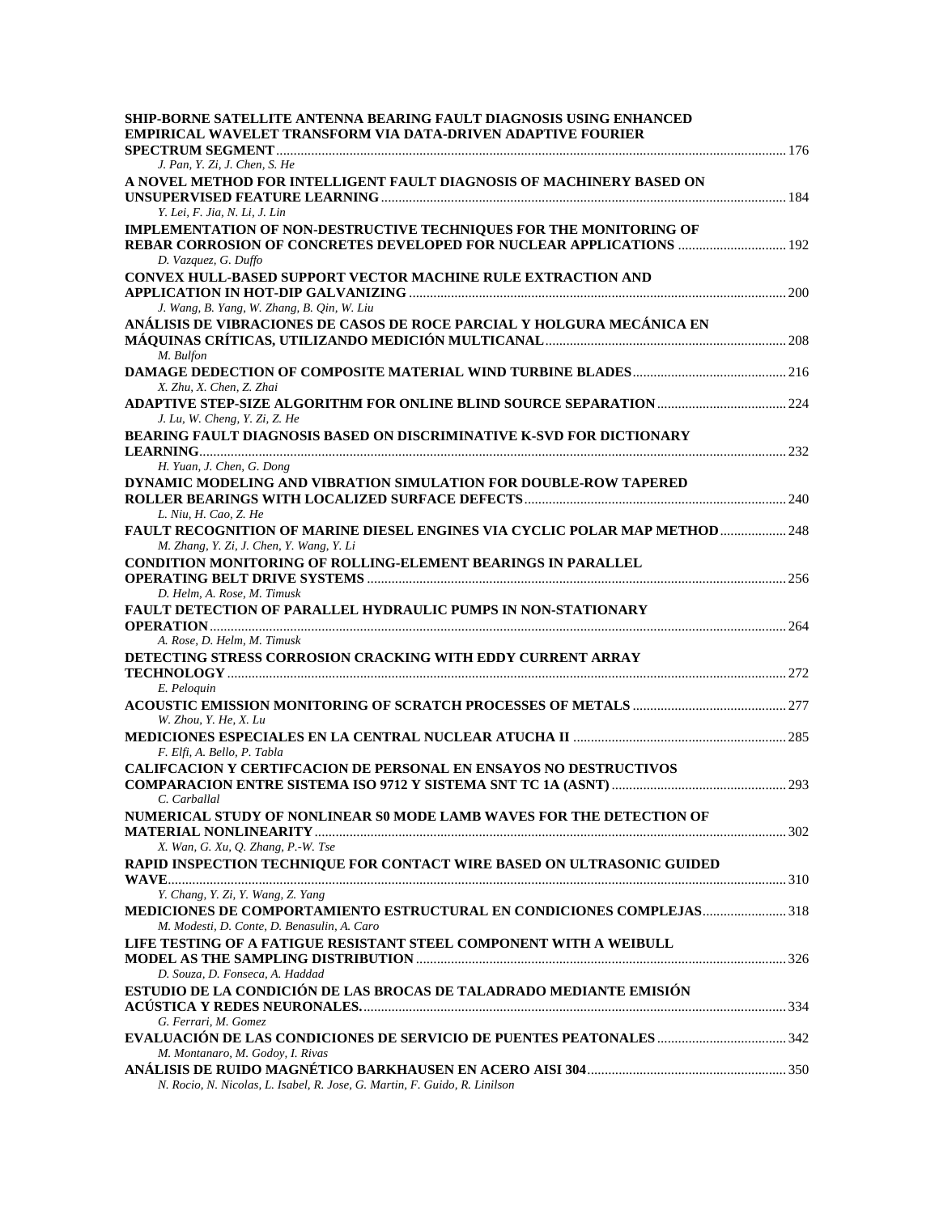**SHIP-BORNE SATELLITE ANTENNA BEARING FAULT DIAGNOSIS USING ENHANCED EMPIRICAL WAVELET TRANSFORM VIA DATA-DRIVEN ADAPTIVE FOURIER SPECTRUM SEGMENT** ........ 176
*J. Pan, Y. Zi, J. Chen, S. He*

**A NOVEL METHOD FOR INTELLIGENT FAULT DIAGNOSIS OF MACHINERY BASED ON UNSUPERVISED FEATURE LEARNING** ........ 184
*Y. Lei, F. Jia, N. Li, J. Lin*

**IMPLEMENTATION OF NON-DESTRUCTIVE TECHNIQUES FOR THE MONITORING OF REBAR CORROSION OF CONCRETES DEVELOPED FOR NUCLEAR APPLICATIONS** ........ 192
*D. Vazquez, G. Duffo*

**CONVEX HULL-BASED SUPPORT VECTOR MACHINE RULE EXTRACTION AND APPLICATION IN HOT-DIP GALVANIZING** ........ 200
*J. Wang, B. Yang, W. Zhang, B. Qin, W. Liu*

**ANÁLISIS DE VIBRACIONES DE CASOS DE ROCE PARCIAL Y HOLGURA MECÁNICA EN MÁQUINAS CRÍTICAS, UTILIZANDO MEDICIÓN MULTICANAL** ........ 208
*M. Bulfon*

**DAMAGE DEDECTION OF COMPOSITE MATERIAL WIND TURBINE BLADES** ........ 216
*X. Zhu, X. Chen, Z. Zhai*

**ADAPTIVE STEP-SIZE ALGORITHM FOR ONLINE BLIND SOURCE SEPARATION** ........ 224
*J. Lu, W. Cheng, Y. Zi, Z. He*

**BEARING FAULT DIAGNOSIS BASED ON DISCRIMINATIVE K-SVD FOR DICTIONARY LEARNING** ........ 232
*H. Yuan, J. Chen, G. Dong*

**DYNAMIC MODELING AND VIBRATION SIMULATION FOR DOUBLE-ROW TAPERED ROLLER BEARINGS WITH LOCALIZED SURFACE DEFECTS** ........ 240
*L. Niu, H. Cao, Z. He*

**FAULT RECOGNITION OF MARINE DIESEL ENGINES VIA CYCLIC POLAR MAP METHOD** ........ 248
*M. Zhang, Y. Zi, J. Chen, Y. Wang, Y. Li*

**CONDITION MONITORING OF ROLLING-ELEMENT BEARINGS IN PARALLEL OPERATING BELT DRIVE SYSTEMS** ........ 256
*D. Helm, A. Rose, M. Timusk*

**FAULT DETECTION OF PARALLEL HYDRAULIC PUMPS IN NON-STATIONARY OPERATION** ........ 264
*A. Rose, D. Helm, M. Timusk*

**DETECTING STRESS CORROSION CRACKING WITH EDDY CURRENT ARRAY TECHNOLOGY** ........ 272
*E. Peloquin*

**ACOUSTIC EMISSION MONITORING OF SCRATCH PROCESSES OF METALS** ........ 277
*W. Zhou, Y. He, X. Lu*

**MEDICIONES ESPECIALES EN LA CENTRAL NUCLEAR ATUCHA II** ........ 285
*F. Elfi, A. Bello, P. Tabla*

**CALIFCACION Y CERTIFCACION DE PERSONAL EN ENSAYOS NO DESTRUCTIVOS COMPARACION ENTRE SISTEMA ISO 9712 Y SISTEMA SNT TC 1A (ASNT)** ........ 293
*C. Carballal*

**NUMERICAL STUDY OF NONLINEAR S0 MODE LAMB WAVES FOR THE DETECTION OF MATERIAL NONLINEARITY** ........ 302
*X. Wan, G. Xu, Q. Zhang, P.-W. Tse*

**RAPID INSPECTION TECHNIQUE FOR CONTACT WIRE BASED ON ULTRASONIC GUIDED WAVE** ........ 310
*Y. Chang, Y. Zi, Y. Wang, Z. Yang*

**MEDICIONES DE COMPORTAMIENTO ESTRUCTURAL EN CONDICIONES COMPLEJAS** ........ 318
*M. Modesti, D. Conte, D. Benasulin, A. Caro*

**LIFE TESTING OF A FATIGUE RESISTANT STEEL COMPONENT WITH A WEIBULL MODEL AS THE SAMPLING DISTRIBUTION** ........ 326
*D. Souza, D. Fonseca, A. Haddad*

**ESTUDIO DE LA CONDICIÓN DE LAS BROCAS DE TALADRADO MEDIANTE EMISIÓN ACÚSTICA Y REDES NEURONALES.** ........ 334
*G. Ferrari, M. Gomez*

**EVALUACIÓN DE LAS CONDICIONES DE SERVICIO DE PUENTES PEATONALES** ........ 342
*M. Montanaro, M. Godoy, I. Rivas*

**ANÁLISIS DE RUIDO MAGNÉTICO BARKHAUSEN EN ACERO AISI 304** ........ 350
*N. Rocio, N. Nicolas, L. Isabel, R. Jose, G. Martin, F. Guido, R. Linilson*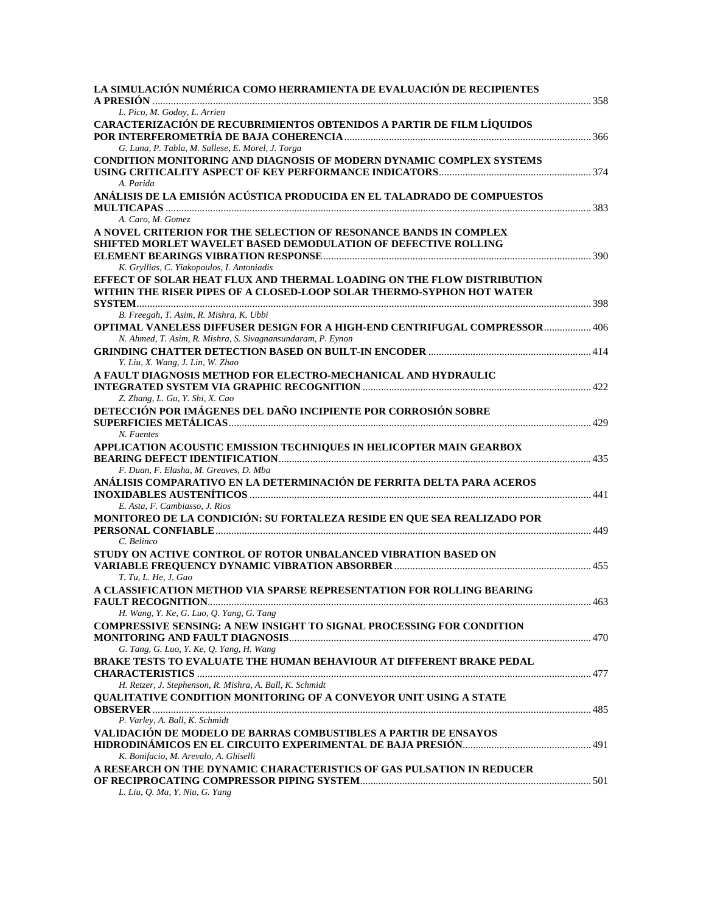**LA SIMULACIÓN NUMÉRICA COMO HERRAMIENTA DE EVALUACIÓN DE RECIPIENTES A PRESIÓN** ........ 358
*L. Pico, M. Godoy, L. Arrien*

**CARACTERIZACIÓN DE RECUBRIMIENTOS OBTENIDOS A PARTIR DE FILM LÍQUIDOS POR INTERFEROMETRÍA DE BAJA COHERENCIA** ........ 366
*G. Luna, P. Tabla, M. Sallese, E. Morel, J. Torga*

**CONDITION MONITORING AND DIAGNOSIS OF MODERN DYNAMIC COMPLEX SYSTEMS USING CRITICALITY ASPECT OF KEY PERFORMANCE INDICATORS** ........ 374
*A. Parida*

**ANÁLISIS DE LA EMISIÓN ACÚSTICA PRODUCIDA EN EL TALADRADO DE COMPUESTOS MULTICAPAS** ........ 383
*A. Caro, M. Gomez*

**A NOVEL CRITERION FOR THE SELECTION OF RESONANCE BANDS IN COMPLEX SHIFTED MORLET WAVELET BASED DEMODULATION OF DEFECTIVE ROLLING ELEMENT BEARINGS VIBRATION RESPONSE** ........ 390
*K. Gryllias, C. Yiakopoulos, I. Antoniadis*

**EFFECT OF SOLAR HEAT FLUX AND THERMAL LOADING ON THE FLOW DISTRIBUTION WITHIN THE RISER PIPES OF A CLOSED-LOOP SOLAR THERMO-SYPHON HOT WATER SYSTEM** ........ 398
*B. Freegah, T. Asim, R. Mishra, K. Ubbi*

**OPTIMAL VANELESS DIFFUSER DESIGN FOR A HIGH-END CENTRIFUGAL COMPRESSOR** ........ 406
*N. Ahmed, T. Asim, R. Mishra, S. Sivagnansundaram, P. Eynon*

**GRINDING CHATTER DETECTION BASED ON BUILT-IN ENCODER** ........ 414
*Y. Liu, X. Wang, J. Lin, W. Zhao*

**A FAULT DIAGNOSIS METHOD FOR ELECTRO-MECHANICAL AND HYDRAULIC INTEGRATED SYSTEM VIA GRAPHIC RECOGNITION** ........ 422
*Z. Zhang, L. Gu, Y. Shi, X. Cao*

**DETECCIÓN POR IMÁGENES DEL DAÑO INCIPIENTE POR CORROSIÓN SOBRE SUPERFICIES METÁLICAS** ........ 429
*N. Fuentes*

**APPLICATION ACOUSTIC EMISSION TECHNIQUES IN HELICOPTER MAIN GEARBOX BEARING DEFECT IDENTIFICATION** ........ 435
*F. Duan, F. Elasha, M. Greaves, D. Mba*

**ANÁLISIS COMPARATIVO EN LA DETERMINACIÓN DE FERRITA DELTA PARA ACEROS INOXIDABLES AUSTENÍTICOS** ........ 441
*E. Asta, F. Cambiasso, J. Rios*

**MONITOREO DE LA CONDICIÓN: SU FORTALEZA RESIDE EN QUE SEA REALIZADO POR PERSONAL CONFIABLE** ........ 449
*C. Belinco*

**STUDY ON ACTIVE CONTROL OF ROTOR UNBALANCED VIBRATION BASED ON VARIABLE FREQUENCY DYNAMIC VIBRATION ABSORBER** ........ 455
*T. Tu, L. He, J. Gao*

**A CLASSIFICATION METHOD VIA SPARSE REPRESENTATION FOR ROLLING BEARING FAULT RECOGNITION** ........ 463
*H. Wang, Y. Ke, G. Luo, Q. Yang, G. Tang*

**COMPRESSIVE SENSING: A NEW INSIGHT TO SIGNAL PROCESSING FOR CONDITION MONITORING AND FAULT DIAGNOSIS** ........ 470
*G. Tang, G. Luo, Y. Ke, Q. Yang, H. Wang*

**BRAKE TESTS TO EVALUATE THE HUMAN BEHAVIOUR AT DIFFERENT BRAKE PEDAL CHARACTERISTICS** ........ 477
*H. Retzer, J. Stephenson, R. Mishra, A. Ball, K. Schmidt*

**QUALITATIVE CONDITION MONITORING OF A CONVEYOR UNIT USING A STATE OBSERVER** ........ 485
*P. Varley, A. Ball, K. Schmidt*

**VALIDACIÓN DE MODELO DE BARRAS COMBUSTIBLES A PARTIR DE ENSAYOS HIDRODINÁMICOS EN EL CIRCUITO EXPERIMENTAL DE BAJA PRESIÓN** ........ 491
*K. Bonifacio, M. Arevalo, A. Ghiselli*

**A RESEARCH ON THE DYNAMIC CHARACTERISTICS OF GAS PULSATION IN REDUCER OF RECIPROCATING COMPRESSOR PIPING SYSTEM** ........ 501
*L. Liu, Q. Ma, Y. Niu, G. Yang*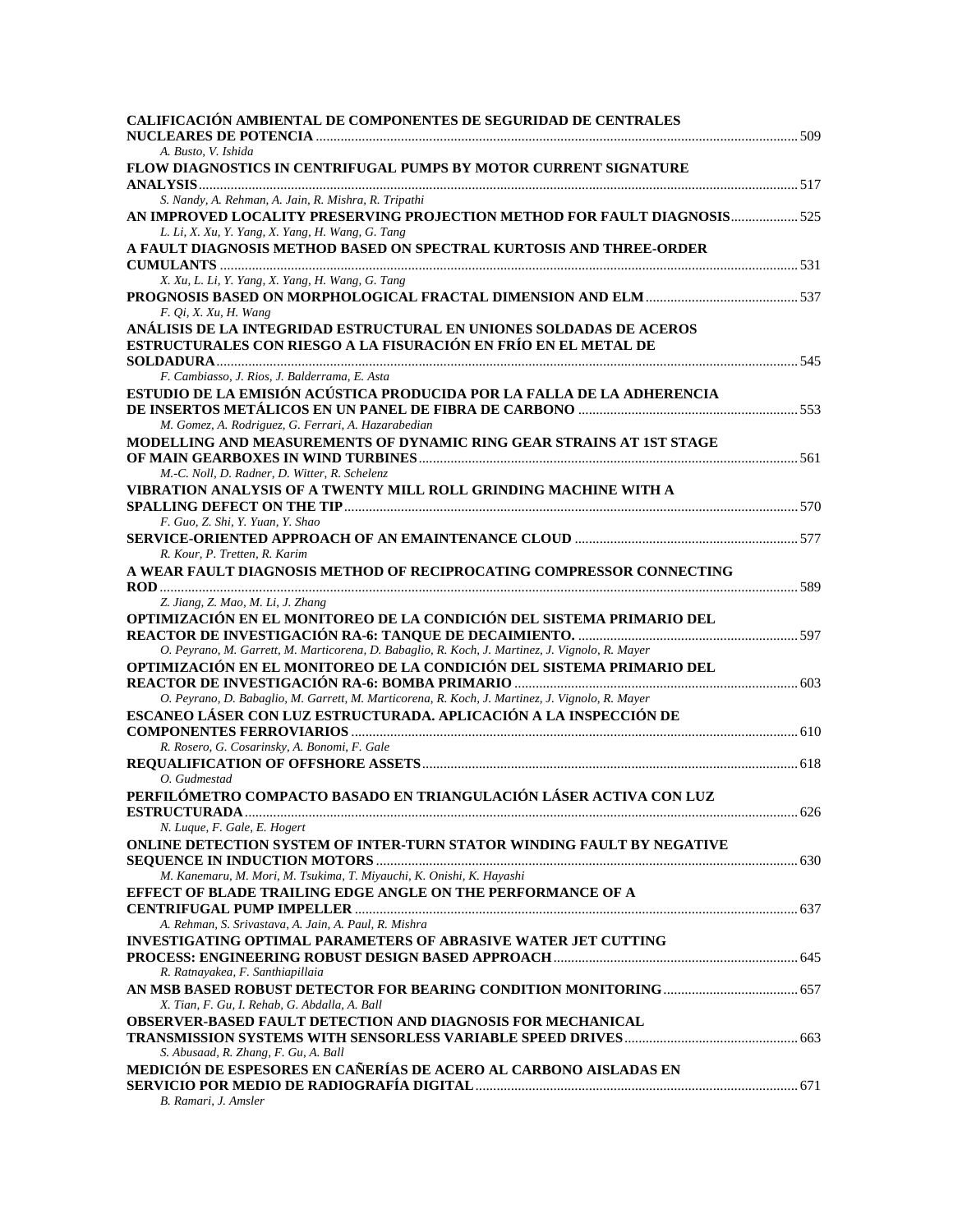**CALIFICACIÓN AMBIENTAL DE COMPONENTES DE SEGURIDAD DE CENTRALES NUCLEARES DE POTENCIA** ........ 509
*A. Busto, V. Ishida*

**FLOW DIAGNOSTICS IN CENTRIFUGAL PUMPS BY MOTOR CURRENT SIGNATURE ANALYSIS** ........ 517
*S. Nandy, A. Rehman, A. Jain, R. Mishra, R. Tripathi*

**AN IMPROVED LOCALITY PRESERVING PROJECTION METHOD FOR FAULT DIAGNOSIS** ........ 525
*L. Li, X. Xu, Y. Yang, X. Yang, H. Wang, G. Tang*

**A FAULT DIAGNOSIS METHOD BASED ON SPECTRAL KURTOSIS AND THREE-ORDER CUMULANTS** ........ 531
*X. Xu, L. Li, Y. Yang, X. Yang, H. Wang, G. Tang*

**PROGNOSIS BASED ON MORPHOLOGICAL FRACTAL DIMENSION AND ELM** ........ 537
*F. Qi, X. Xu, H. Wang*

**ANÁLISIS DE LA INTEGRIDAD ESTRUCTURAL EN UNIONES SOLDADAS DE ACEROS ESTRUCTURALES CON RIESGO A LA FISURACIÓN EN FRÍO EN EL METAL DE SOLDADURA** ........ 545
*F. Cambiasso, J. Rios, J. Balderrama, E. Asta*

**ESTUDIO DE LA EMISIÓN ACÚSTICA PRODUCIDA POR LA FALLA DE LA ADHERENCIA DE INSERTOS METÁLICOS EN UN PANEL DE FIBRA DE CARBONO** ........ 553
*M. Gomez, A. Rodriguez, G. Ferrari, A. Hazarabedian*

**MODELLING AND MEASUREMENTS OF DYNAMIC RING GEAR STRAINS AT 1ST STAGE OF MAIN GEARBOXES IN WIND TURBINES** ........ 561
*M.-C. Noll, D. Radner, D. Witter, R. Schelenz*

**VIBRATION ANALYSIS OF A TWENTY MILL ROLL GRINDING MACHINE WITH A SPALLING DEFECT ON THE TIP** ........ 570
*F. Guo, Z. Shi, Y. Yuan, Y. Shao*

**SERVICE-ORIENTED APPROACH OF AN EMAINTENANCE CLOUD** ........ 577
*R. Kour, P. Tretten, R. Karim*

**A WEAR FAULT DIAGNOSIS METHOD OF RECIPROCATING COMPRESSOR CONNECTING ROD** ........ 589
*Z. Jiang, Z. Mao, M. Li, J. Zhang*

**OPTIMIZACIÓN EN EL MONITOREO DE LA CONDICIÓN DEL SISTEMA PRIMARIO DEL REACTOR DE INVESTIGACIÓN RA-6: TANQUE DE DECAIMIENTO.** ........ 597
*O. Peyrano, M. Garrett, M. Marticorena, D. Babaglio, R. Koch, J. Martinez, J. Vignolo, R. Mayer*

**OPTIMIZACIÓN EN EL MONITOREO DE LA CONDICIÓN DEL SISTEMA PRIMARIO DEL REACTOR DE INVESTIGACIÓN RA-6: BOMBA PRIMARIO** ........ 603
*O. Peyrano, D. Babaglio, M. Garrett, M. Marticorena, R. Koch, J. Martinez, J. Vignolo, R. Mayer*

**ESCANEO LÁSER CON LUZ ESTRUCTURADA. APLICACIÓN A LA INSPECCIÓN DE COMPONENTES FERROVIARIOS** ........ 610
*R. Rosero, G. Cosarinsky, A. Bonomi, F. Gale*

**REQUALIFICATION OF OFFSHORE ASSETS** ........ 618
*O. Gudmestad*

**PERFILÓMETRO COMPACTO BASADO EN TRIANGULACIÓN LÁSER ACTIVA CON LUZ ESTRUCTURADA** ........ 626
*N. Luque, F. Gale, E. Hogert*

**ONLINE DETECTION SYSTEM OF INTER-TURN STATOR WINDING FAULT BY NEGATIVE SEQUENCE IN INDUCTION MOTORS** ........ 630
*M. Kanemaru, M. Mori, M. Tsukima, T. Miyauchi, K. Onishi, K. Hayashi*

**EFFECT OF BLADE TRAILING EDGE ANGLE ON THE PERFORMANCE OF A CENTRIFUGAL PUMP IMPELLER** ........ 637
*A. Rehman, S. Srivastava, A. Jain, A. Paul, R. Mishra*

**INVESTIGATING OPTIMAL PARAMETERS OF ABRASIVE WATER JET CUTTING PROCESS: ENGINEERING ROBUST DESIGN BASED APPROACH** ........ 645
*R. Ratnayakea, F. Santhiapillaia*

**AN MSB BASED ROBUST DETECTOR FOR BEARING CONDITION MONITORING** ........ 657
*X. Tian, F. Gu, I. Rehab, G. Abdalla, A. Ball*

**OBSERVER-BASED FAULT DETECTION AND DIAGNOSIS FOR MECHANICAL TRANSMISSION SYSTEMS WITH SENSORLESS VARIABLE SPEED DRIVES** ........ 663
*S. Abusaad, R. Zhang, F. Gu, A. Ball*

**MEDICIÓN DE ESPESORES EN CAÑERÍAS DE ACERO AL CARBONO AISLADAS EN SERVICIO POR MEDIO DE RADIOGRAFÍA DIGITAL** ........ 671
*B. Ramari, J. Amsler*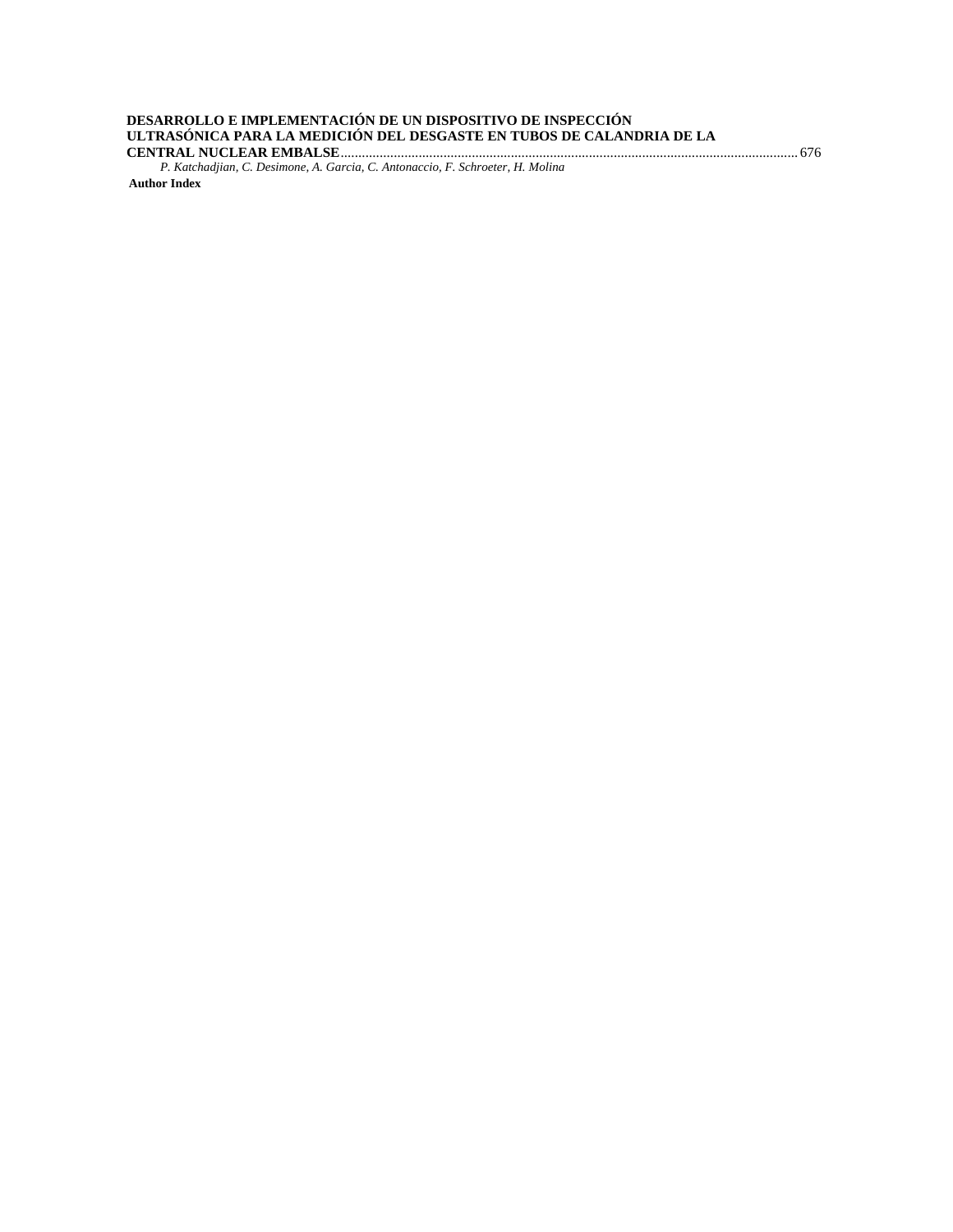**DESARROLLO E IMPLEMENTACIÓN DE UN DISPOSITIVO DE INSPECCIÓN ULTRASÓNICA PARA LA MEDICIÓN DEL DESGASTE EN TUBOS DE CALANDRIA DE LA CENTRAL NUCLEAR EMBALSE**............................................................................................................................ 676

*P. Katchadjian, C. Desimone, A. Garcia, C. Antonaccio, F. Schroeter, H. Molina*

**Author Index**